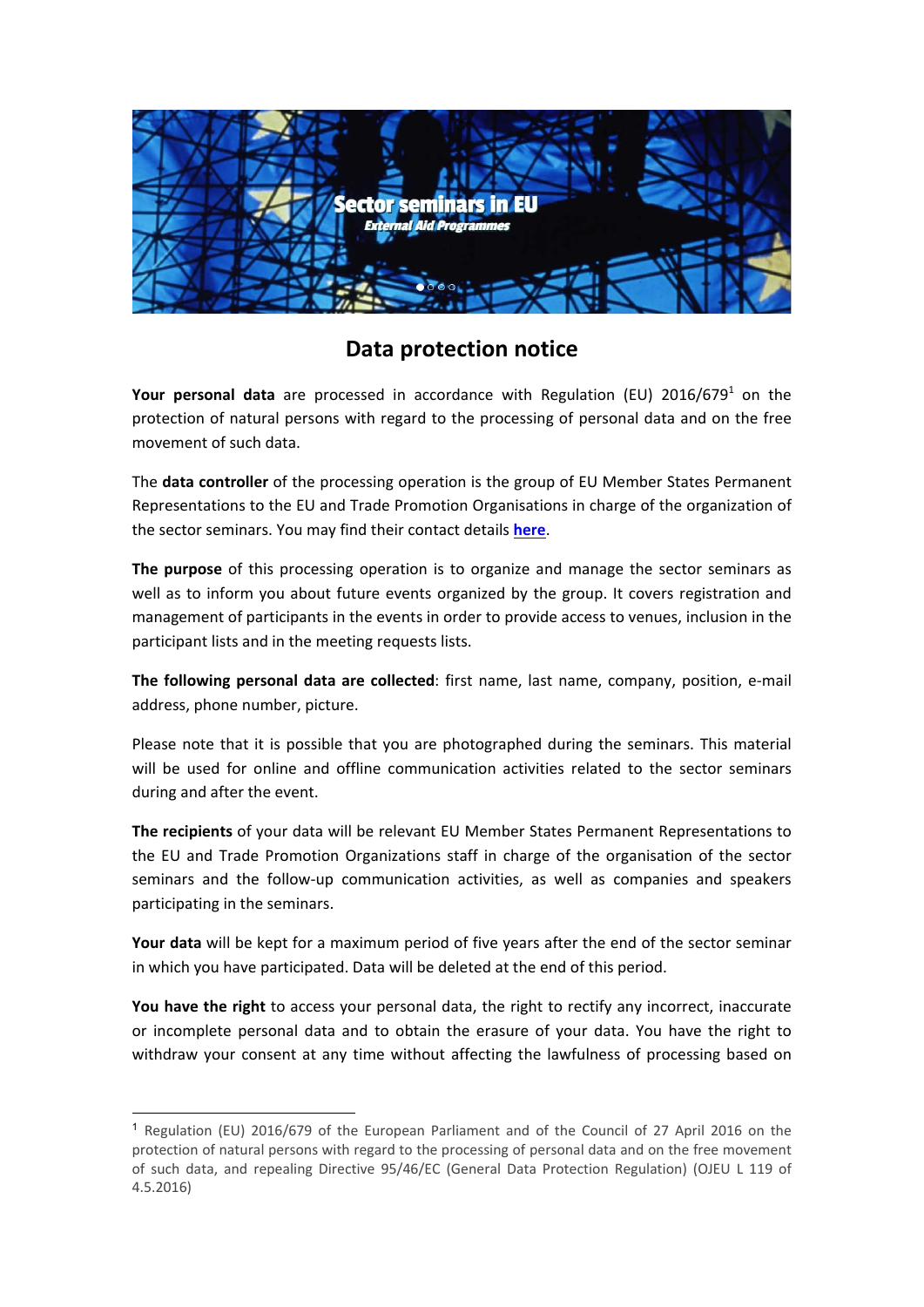Sector seminars in EU

*External Aid Programmes*

# Data protection notice

**Your personal data** are processed in accordance with Regulation (EU) 2016/679[1] on the protection of natural persons with regard to the processing of personal data and on the free movement of such data.

The **data controller** of the processing operation is the group of EU Member States Permanent Representations to the EU and Trade Promotion Organisations in charge of the organization of the sector seminars. You may find their contact details **here**.

**The purpose** of this processing operation is to organize and manage the sector seminars as well as to inform you about future events organized by the group. It covers registration and management of participants in the events in order to provide access to venues, inclusion in the participant lists and in the meeting requests lists.

**The following personal data are collected**: first name, last name, company, position, e-mail address, phone number, picture.

Please note that it is possible that you are photographed during the seminars. This material will be used for online and offline communication activities related to the sector seminars during and after the event.

**The recipients** of your data will be relevant EU Member States Permanent Representations to the EU and Trade Promotion Organizations staff in charge of the organisation of the sector seminars and the follow-up communication activities, as well as companies and speakers participating in the seminars.

**Your data** will be kept for a maximum period of five years after the end of the sector seminar in which you have participated. Data will be deleted at the end of this period.

**You have the right** to access your personal data, the right to rectify any incorrect, inaccurate or incomplete personal data and to obtain the erasure of your data. You have the right to withdraw your consent at any time without affecting the lawfulness of processing based on

---

[1] Regulation (EU) 2016/679 of the European Parliament and of the Council of 27 April 2016 on the protection of natural persons with regard to the processing of personal data and on the free movement of such data, and repealing Directive 95/46/EC (General Data Protection Regulation) (OJEU L 119 of 4.5.2016)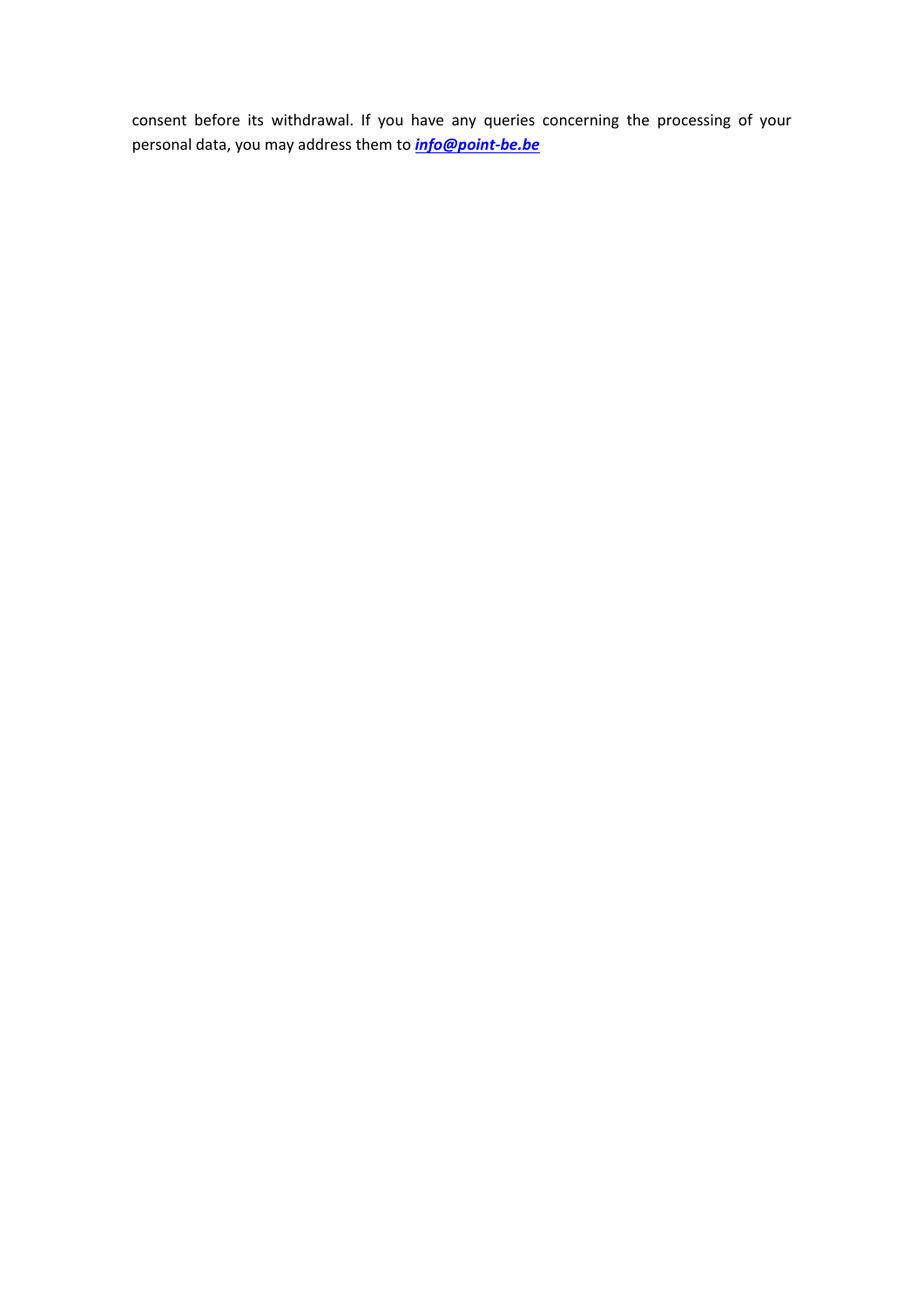consent before its withdrawal. If you have any queries concerning the processing of your personal data, you may address them to ***info@point-be.be***